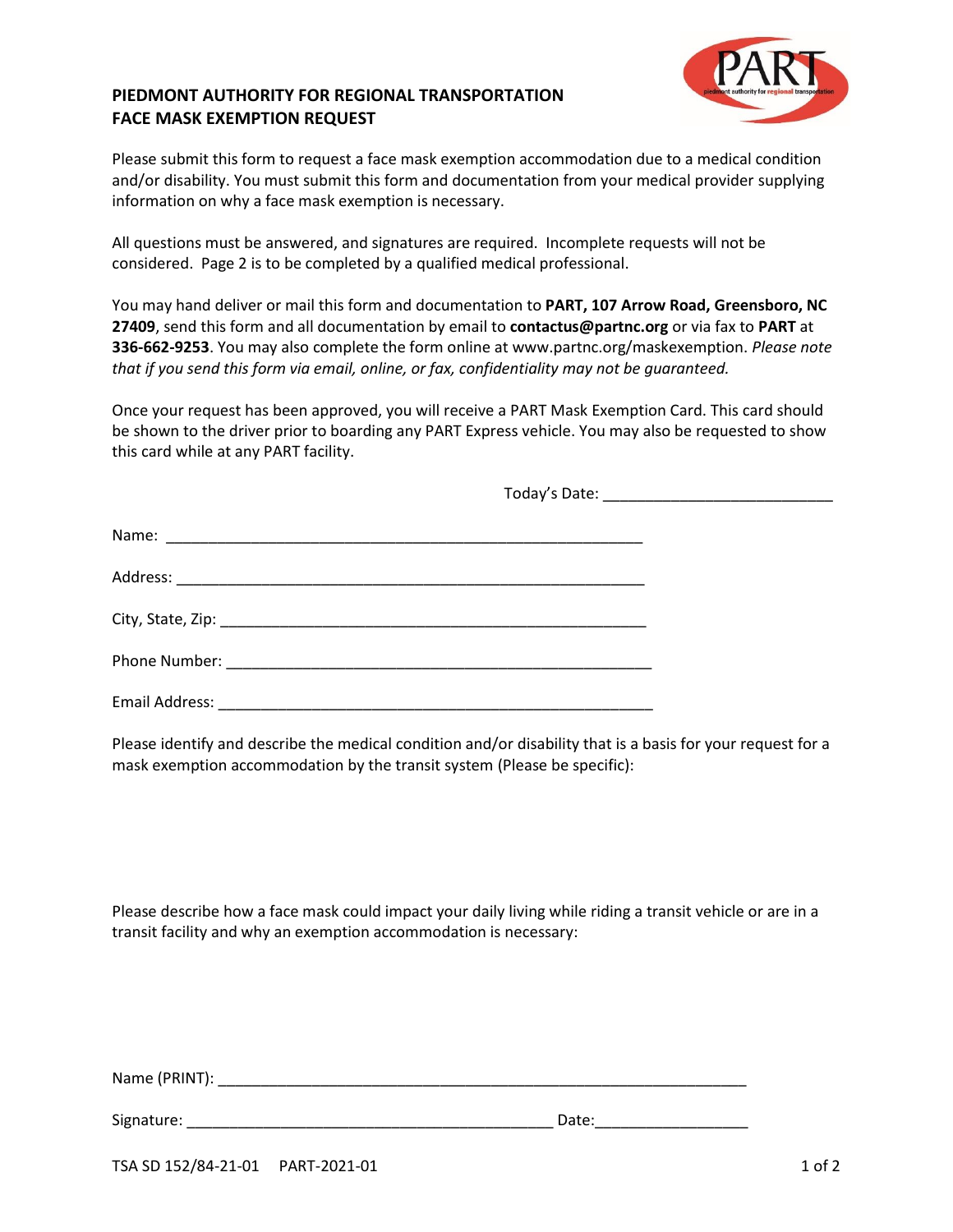# PIEDMONT AUTHORITY FOR REGIONAL TRANSPORTATION
# FACE MASK EXEMPTION REQUEST

Please submit this form to request a face mask exemption accommodation due to a medical condition and/or disability. You must submit this form and documentation from your medical provider supplying information on why a face mask exemption is necessary.

All questions must be answered, and signatures are required. Incomplete requests will not be considered. Page 2 is to be completed by a qualified medical professional.

You may hand deliver or mail this form and documentation to **PART, 107 Arrow Road, Greensboro, NC 27409**, send this form and all documentation by email to **contactus@partnc.org** or via fax to **PART** at **336-662-9253**. You may also complete the form online at www.partnc.org/maskexemption. *Please note that if you send this form via email, online, or fax, confidentiality may not be guaranteed.*

Once your request has been approved, you will receive a PART Mask Exemption Card. This card should be shown to the driver prior to boarding any PART Express vehicle. You may also be requested to show this card while at any PART facility.

Today's Date: ___________________________

Name: ________________________________________________________

Address: ______________________________________________________

City, State, Zip: _________________________________________________

Phone Number: __________________________________________________

Email Address: __________________________________________________

Please identify and describe the medical condition and/or disability that is a basis for your request for a mask exemption accommodation by the transit system (Please be specific):

Please describe how a face mask could impact your daily living while riding a transit vehicle or are in a transit facility and why an exemption accommodation is necessary:

Name (PRINT): ______________________________________________________________

Signature: ___________________________________________ Date:__________________

TSA SD 152/84-21-01 PART-2021-01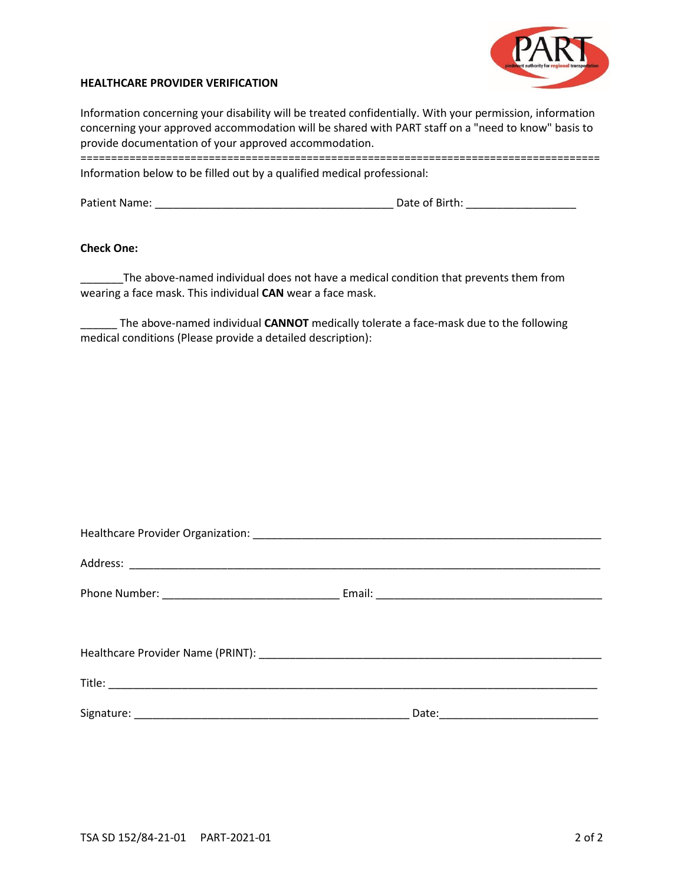**HEALTHCARE PROVIDER VERIFICATION**

Information concerning your disability will be treated confidentially. With your permission, information concerning your approved accommodation will be shared with PART staff on a "need to know" basis to provide documentation of your approved accommodation.

======================================================================================

Information below to be filled out by a qualified medical professional:

Patient Name: _______________________________________ Date of Birth: __________________

**Check One:**

_______The above-named individual does not have a medical condition that prevents them from wearing a face mask. This individual **CAN** wear a face mask.

______ The above-named individual **CANNOT** medically tolerate a face-mask due to the following medical conditions (Please provide a detailed description):

Healthcare Provider Organization: _________________________________________________________

Address: _____________________________________________________________________________

Phone Number: _____________________________ Email: _____________________________________

Healthcare Provider Name (PRINT): ________________________________________________________

Title: _________________________________________________________________________________

Signature: _____________________________________________ Date:__________________________

TSA SD 152/84-21-01 PART-2021-01